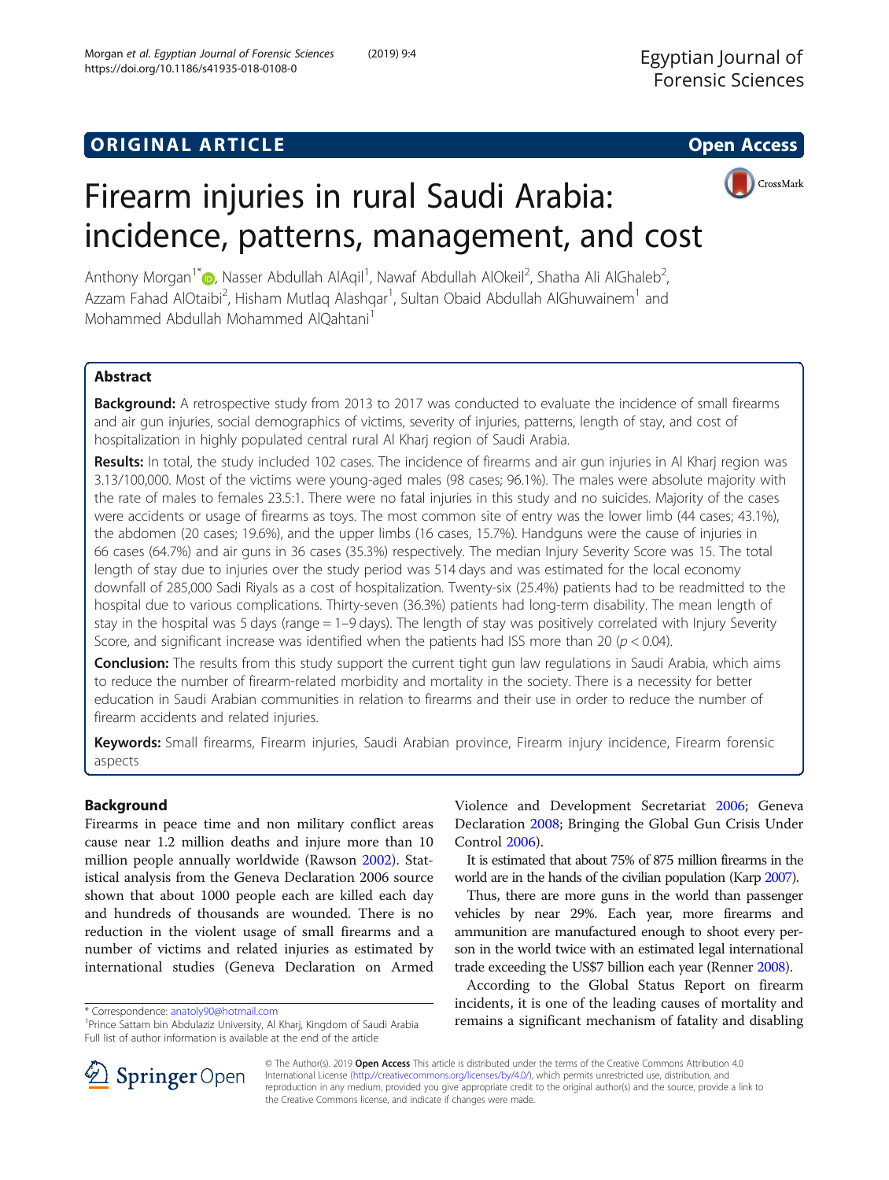ORIGINAL ARTICLE

Open Access

# Firearm injuries in rural Saudi Arabia: incidence, patterns, management, and cost

Anthony Morgan[1*], Nasser Abdullah AlAqil[1], Nawaf Abdullah AlOkeil[2], Shatha Ali AlGhaleb[2], Azzam Fahad AlOtaibi[2], Hisham Mutlaq Alashqar[1], Sultan Obaid Abdullah AlGhuwainem[1] and Mohammed Abdullah Mohammed AlQahtani[1]

## Abstract

**Background:** A retrospective study from 2013 to 2017 was conducted to evaluate the incidence of small firearms and air gun injuries, social demographics of victims, severity of injuries, patterns, length of stay, and cost of hospitalization in highly populated central rural Al Kharj region of Saudi Arabia.

**Results:** In total, the study included 102 cases. The incidence of firearms and air gun injuries in Al Kharj region was 3.13/100,000. Most of the victims were young-aged males (98 cases; 96.1%). The males were absolute majority with the rate of males to females 23.5:1. There were no fatal injuries in this study and no suicides. Majority of the cases were accidents or usage of firearms as toys. The most common site of entry was the lower limb (44 cases; 43.1%), the abdomen (20 cases; 19.6%), and the upper limbs (16 cases, 15.7%). Handguns were the cause of injuries in 66 cases (64.7%) and air guns in 36 cases (35.3%) respectively. The median Injury Severity Score was 15. The total length of stay due to injuries over the study period was 514 days and was estimated for the local economy downfall of 285,000 Sadi Riyals as a cost of hospitalization. Twenty-six (25.4%) patients had to be readmitted to the hospital due to various complications. Thirty-seven (36.3%) patients had long-term disability. The mean length of stay in the hospital was 5 days (range = 1–9 days). The length of stay was positively correlated with Injury Severity Score, and significant increase was identified when the patients had ISS more than 20 ($p < 0.04$).

**Conclusion:** The results from this study support the current tight gun law regulations in Saudi Arabia, which aims to reduce the number of firearm-related morbidity and mortality in the society. There is a necessity for better education in Saudi Arabian communities in relation to firearms and their use in order to reduce the number of firearm accidents and related injuries.

**Keywords:** Small firearms, Firearm injuries, Saudi Arabian province, Firearm injury incidence, Firearm forensic aspects

## Background

Firearms in peace time and non military conflict areas cause near 1.2 million deaths and injure more than 10 million people annually worldwide (Rawson 2002). Statistical analysis from the Geneva Declaration 2006 source shown that about 1000 people each are killed each day and hundreds of thousands are wounded. There is no reduction in the violent usage of small firearms and a number of victims and related injuries as estimated by international studies (Geneva Declaration on Armed Violence and Development Secretariat 2006; Geneva Declaration 2008; Bringing the Global Gun Crisis Under Control 2006).

It is estimated that about 75% of 875 million firearms in the world are in the hands of the civilian population (Karp 2007).

Thus, there are more guns in the world than passenger vehicles by near 29%. Each year, more firearms and ammunition are manufactured enough to shoot every person in the world twice with an estimated legal international trade exceeding the US$7 billion each year (Renner 2008).

According to the Global Status Report on firearm incidents, it is one of the leading causes of mortality and remains a significant mechanism of fatality and disabling

\* Correspondence: anatoly90@hotmail.com
[1]Prince Sattam bin Abdulaziz University, Al Kharj, Kingdom of Saudi Arabia
Full list of author information is available at the end of the article

© The Author(s). 2019 **Open Access** This article is distributed under the terms of the Creative Commons Attribution 4.0 International License (http://creativecommons.org/licenses/by/4.0/), which permits unrestricted use, distribution, and reproduction in any medium, provided you give appropriate credit to the original author(s) and the source, provide a link to the Creative Commons license, and indicate if changes were made.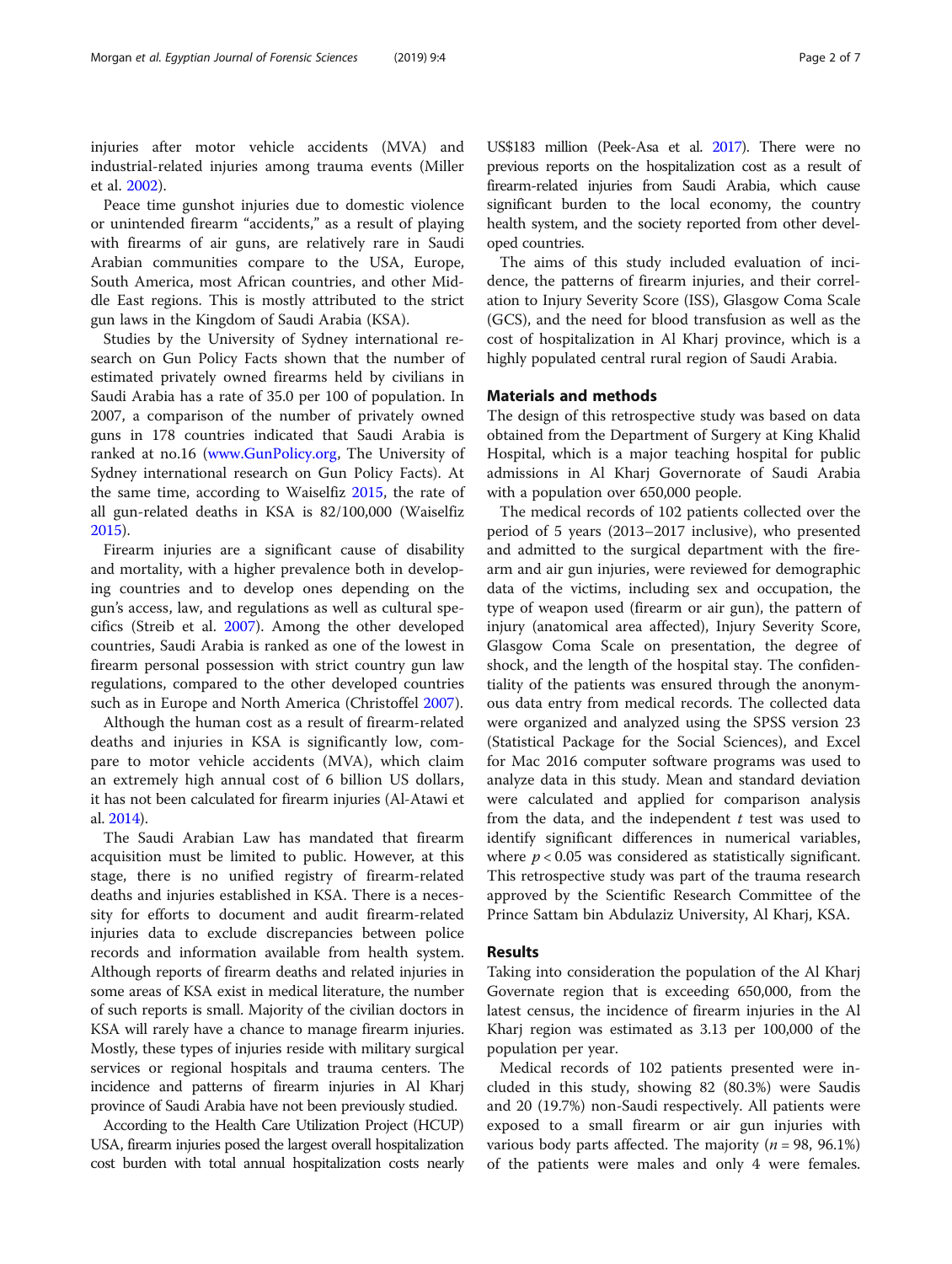injuries after motor vehicle accidents (MVA) and industrial-related injuries among trauma events (Miller et al. 2002).

Peace time gunshot injuries due to domestic violence or unintended firearm "accidents," as a result of playing with firearms of air guns, are relatively rare in Saudi Arabian communities compare to the USA, Europe, South America, most African countries, and other Middle East regions. This is mostly attributed to the strict gun laws in the Kingdom of Saudi Arabia (KSA).

Studies by the University of Sydney international research on Gun Policy Facts shown that the number of estimated privately owned firearms held by civilians in Saudi Arabia has a rate of 35.0 per 100 of population. In 2007, a comparison of the number of privately owned guns in 178 countries indicated that Saudi Arabia is ranked at no.16 (www.GunPolicy.org, The University of Sydney international research on Gun Policy Facts). At the same time, according to Waiselfiz 2015, the rate of all gun-related deaths in KSA is 82/100,000 (Waiselfiz 2015).

Firearm injuries are a significant cause of disability and mortality, with a higher prevalence both in developing countries and to develop ones depending on the gun's access, law, and regulations as well as cultural specifics (Streib et al. 2007). Among the other developed countries, Saudi Arabia is ranked as one of the lowest in firearm personal possession with strict country gun law regulations, compared to the other developed countries such as in Europe and North America (Christoffel 2007).

Although the human cost as a result of firearm-related deaths and injuries in KSA is significantly low, compare to motor vehicle accidents (MVA), which claim an extremely high annual cost of 6 billion US dollars, it has not been calculated for firearm injuries (Al-Atawi et al. 2014).

The Saudi Arabian Law has mandated that firearm acquisition must be limited to public. However, at this stage, there is no unified registry of firearm-related deaths and injuries established in KSA. There is a necessity for efforts to document and audit firearm-related injuries data to exclude discrepancies between police records and information available from health system. Although reports of firearm deaths and related injuries in some areas of KSA exist in medical literature, the number of such reports is small. Majority of the civilian doctors in KSA will rarely have a chance to manage firearm injuries. Mostly, these types of injuries reside with military surgical services or regional hospitals and trauma centers. The incidence and patterns of firearm injuries in Al Kharj province of Saudi Arabia have not been previously studied.

According to the Health Care Utilization Project (HCUP) USA, firearm injuries posed the largest overall hospitalization cost burden with total annual hospitalization costs nearly US$183 million (Peek-Asa et al. 2017). There were no previous reports on the hospitalization cost as a result of firearm-related injuries from Saudi Arabia, which cause significant burden to the local economy, the country health system, and the society reported from other developed countries.

The aims of this study included evaluation of incidence, the patterns of firearm injuries, and their correlation to Injury Severity Score (ISS), Glasgow Coma Scale (GCS), and the need for blood transfusion as well as the cost of hospitalization in Al Kharj province, which is a highly populated central rural region of Saudi Arabia.

## Materials and methods

The design of this retrospective study was based on data obtained from the Department of Surgery at King Khalid Hospital, which is a major teaching hospital for public admissions in Al Kharj Governorate of Saudi Arabia with a population over 650,000 people.

The medical records of 102 patients collected over the period of 5 years (2013–2017 inclusive), who presented and admitted to the surgical department with the firearm and air gun injuries, were reviewed for demographic data of the victims, including sex and occupation, the type of weapon used (firearm or air gun), the pattern of injury (anatomical area affected), Injury Severity Score, Glasgow Coma Scale on presentation, the degree of shock, and the length of the hospital stay. The confidentiality of the patients was ensured through the anonymous data entry from medical records. The collected data were organized and analyzed using the SPSS version 23 (Statistical Package for the Social Sciences), and Excel for Mac 2016 computer software programs was used to analyze data in this study. Mean and standard deviation were calculated and applied for comparison analysis from the data, and the independent $t$ test was used to identify significant differences in numerical variables, where $p < 0.05$ was considered as statistically significant. This retrospective study was part of the trauma research approved by the Scientific Research Committee of the Prince Sattam bin Abdulaziz University, Al Kharj, KSA.

## Results

Taking into consideration the population of the Al Kharj Governate region that is exceeding 650,000, from the latest census, the incidence of firearm injuries in the Al Kharj region was estimated as 3.13 per 100,000 of the population per year.

Medical records of 102 patients presented were included in this study, showing 82 (80.3%) were Saudis and 20 (19.7%) non-Saudi respectively. All patients were exposed to a small firearm or air gun injuries with various body parts affected. The majority ($n = 98$, 96.1%) of the patients were males and only 4 were females.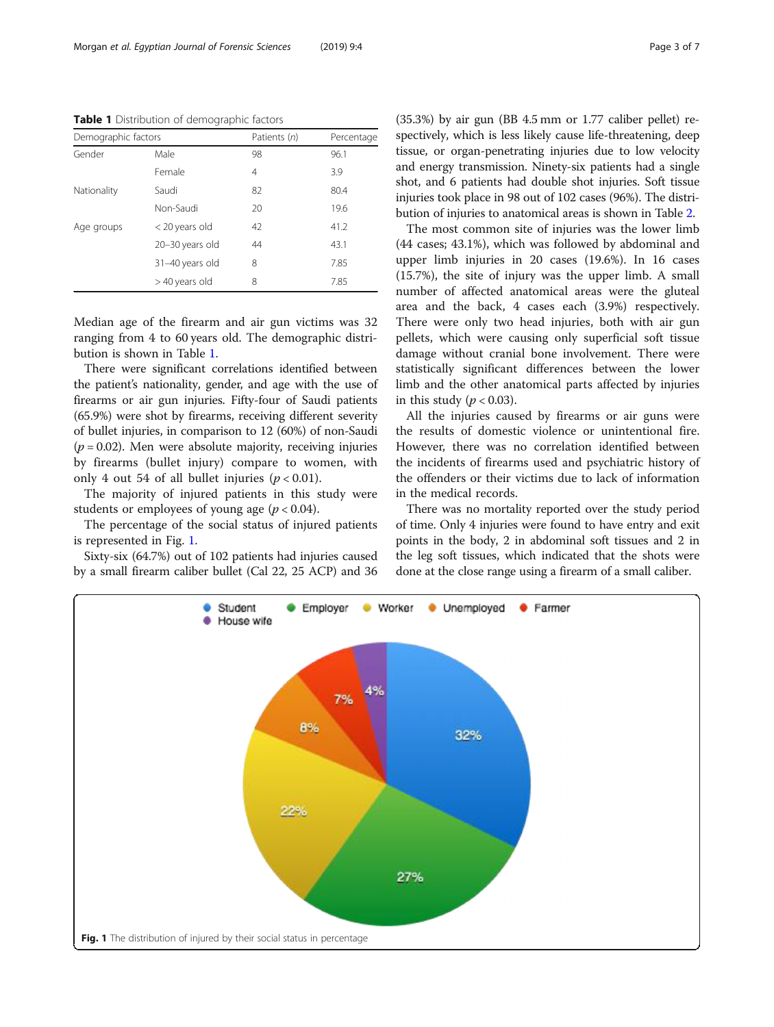**Table 1** Distribution of demographic factors

| Demographic factors | | Patients (*n*) | Percentage |
|---|---|---|---|
| Gender | Male | 98 | 96.1 |
| | Female | 4 | 3.9 |
| Nationality | Saudi | 82 | 80.4 |
| | Non-Saudi | 20 | 19.6 |
| Age groups | < 20 years old | 42 | 41.2 |
| | 20–30 years old | 44 | 43.1 |
| | 31–40 years old | 8 | 7.85 |
| | > 40 years old | 8 | 7.85 |

Median age of the firearm and air gun victims was 32 ranging from 4 to 60 years old. The demographic distribution is shown in Table 1.

There were significant correlations identified between the patient's nationality, gender, and age with the use of firearms or air gun injuries. Fifty-four of Saudi patients (65.9%) were shot by firearms, receiving different severity of bullet injuries, in comparison to 12 (60%) of non-Saudi ($p = 0.02$). Men were absolute majority, receiving injuries by firearms (bullet injury) compare to women, with only 4 out 54 of all bullet injuries ($p < 0.01$).

The majority of injured patients in this study were students or employees of young age ($p < 0.04$).

The percentage of the social status of injured patients is represented in Fig. 1.

Sixty-six (64.7%) out of 102 patients had injuries caused by a small firearm caliber bullet (Cal 22, 25 ACP) and 36 (35.3%) by air gun (BB 4.5 mm or 1.77 caliber pellet) respectively, which is less likely cause life-threatening, deep tissue, or organ-penetrating injuries due to low velocity and energy transmission. Ninety-six patients had a single shot, and 6 patients had double shot injuries. Soft tissue injuries took place in 98 out of 102 cases (96%). The distribution of injuries to anatomical areas is shown in Table 2.

The most common site of injuries was the lower limb (44 cases; 43.1%), which was followed by abdominal and upper limb injuries in 20 cases (19.6%). In 16 cases (15.7%), the site of injury was the upper limb. A small number of affected anatomical areas were the gluteal area and the back, 4 cases each (3.9%) respectively. There were only two head injuries, both with air gun pellets, which were causing only superficial soft tissue damage without cranial bone involvement. There were statistically significant differences between the lower limb and the other anatomical parts affected by injuries in this study ($p < 0.03$).

All the injuries caused by firearms or air guns were the results of domestic violence or unintentional fire. However, there was no correlation identified between the incidents of firearms used and psychiatric history of the offenders or their victims due to lack of information in the medical records.

There was no mortality reported over the study period of time. Only 4 injuries were found to have entry and exit points in the body, 2 in abdominal soft tissues and 2 in the leg soft tissues, which indicated that the shots were done at the close range using a firearm of a small caliber.

Student: 32%, Employer: 27%, Worker: 22%, Unemployed: 8%, Farmer: 7%, House wife: 4%

**Fig. 1** The distribution of injured by their social status in percentage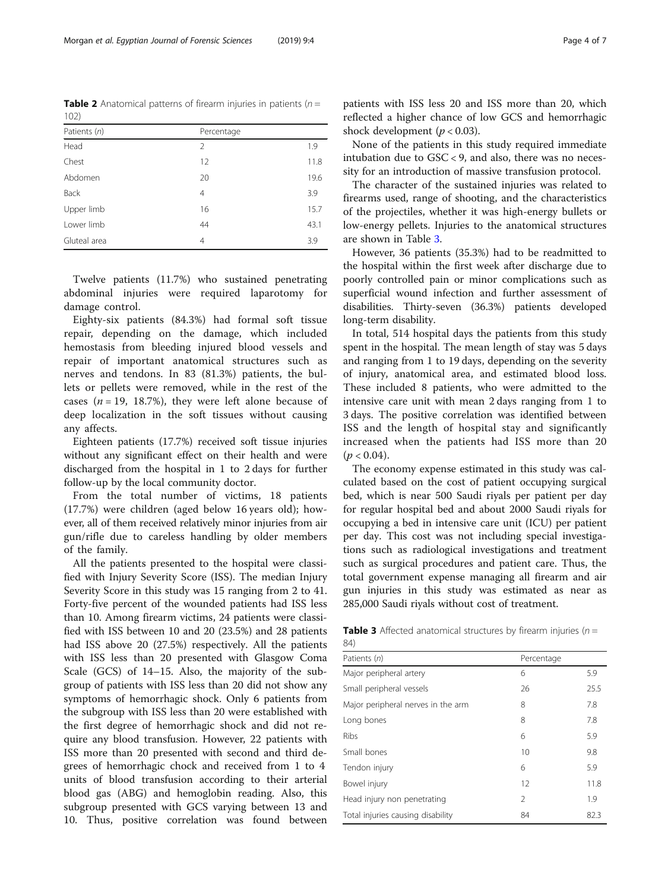**Table 2** Anatomical patterns of firearm injuries in patients ($n$ = 102)

| Patients ($n$) | Percentage | |
|---|---|---|
| Head | 2 | 1.9 |
| Chest | 12 | 11.8 |
| Abdomen | 20 | 19.6 |
| Back | 4 | 3.9 |
| Upper limb | 16 | 15.7 |
| Lower limb | 44 | 43.1 |
| Gluteal area | 4 | 3.9 |

Twelve patients (11.7%) who sustained penetrating abdominal injuries were required laparotomy for damage control.

Eighty-six patients (84.3%) had formal soft tissue repair, depending on the damage, which included hemostasis from bleeding injured blood vessels and repair of important anatomical structures such as nerves and tendons. In 83 (81.3%) patients, the bullets or pellets were removed, while in the rest of the cases ($n$ = 19, 18.7%), they were left alone because of deep localization in the soft tissues without causing any affects.

Eighteen patients (17.7%) received soft tissue injuries without any significant effect on their health and were discharged from the hospital in 1 to 2 days for further follow-up by the local community doctor.

From the total number of victims, 18 patients (17.7%) were children (aged below 16 years old); however, all of them received relatively minor injuries from air gun/rifle due to careless handling by older members of the family.

All the patients presented to the hospital were classified with Injury Severity Score (ISS). The median Injury Severity Score in this study was 15 ranging from 2 to 41. Forty-five percent of the wounded patients had ISS less than 10. Among firearm victims, 24 patients were classified with ISS between 10 and 20 (23.5%) and 28 patients had ISS above 20 (27.5%) respectively. All the patients with ISS less than 20 presented with Glasgow Coma Scale (GCS) of 14–15. Also, the majority of the subgroup of patients with ISS less than 20 did not show any symptoms of hemorrhagic shock. Only 6 patients from the subgroup with ISS less than 20 were established with the first degree of hemorrhagic shock and did not require any blood transfusion. However, 22 patients with ISS more than 20 presented with second and third degrees of hemorrhagic chock and received from 1 to 4 units of blood transfusion according to their arterial blood gas (ABG) and hemoglobin reading. Also, this subgroup presented with GCS varying between 13 and 10. Thus, positive correlation was found between patients with ISS less 20 and ISS more than 20, which reflected a higher chance of low GCS and hemorrhagic shock development ($p < 0.03$).

None of the patients in this study required immediate intubation due to GSC < 9, and also, there was no necessity for an introduction of massive transfusion protocol.

The character of the sustained injuries was related to firearms used, range of shooting, and the characteristics of the projectiles, whether it was high-energy bullets or low-energy pellets. Injuries to the anatomical structures are shown in Table 3.

However, 36 patients (35.3%) had to be readmitted to the hospital within the first week after discharge due to poorly controlled pain or minor complications such as superficial wound infection and further assessment of disabilities. Thirty-seven (36.3%) patients developed long-term disability.

In total, 514 hospital days the patients from this study spent in the hospital. The mean length of stay was 5 days and ranging from 1 to 19 days, depending on the severity of injury, anatomical area, and estimated blood loss. These included 8 patients, who were admitted to the intensive care unit with mean 2 days ranging from 1 to 3 days. The positive correlation was identified between ISS and the length of hospital stay and significantly increased when the patients had ISS more than 20 ($p < 0.04$).

The economy expense estimated in this study was calculated based on the cost of patient occupying surgical bed, which is near 500 Saudi riyals per patient per day for regular hospital bed and about 2000 Saudi riyals for occupying a bed in intensive care unit (ICU) per patient per day. This cost was not including special investigations such as radiological investigations and treatment such as surgical procedures and patient care. Thus, the total government expense managing all firearm and air gun injuries in this study was estimated as near as 285,000 Saudi riyals without cost of treatment.

**Table 3** Affected anatomical structures by firearm injuries ($n$ = 84)

| Patients ($n$) | Percentage | |
|---|---|---|
| Major peripheral artery | 6 | 5.9 |
| Small peripheral vessels | 26 | 25.5 |
| Major peripheral nerves in the arm | 8 | 7.8 |
| Long bones | 8 | 7.8 |
| Ribs | 6 | 5.9 |
| Small bones | 10 | 9.8 |
| Tendon injury | 6 | 5.9 |
| Bowel injury | 12 | 11.8 |
| Head injury non penetrating | 2 | 1.9 |
| Total injuries causing disability | 84 | 82.3 |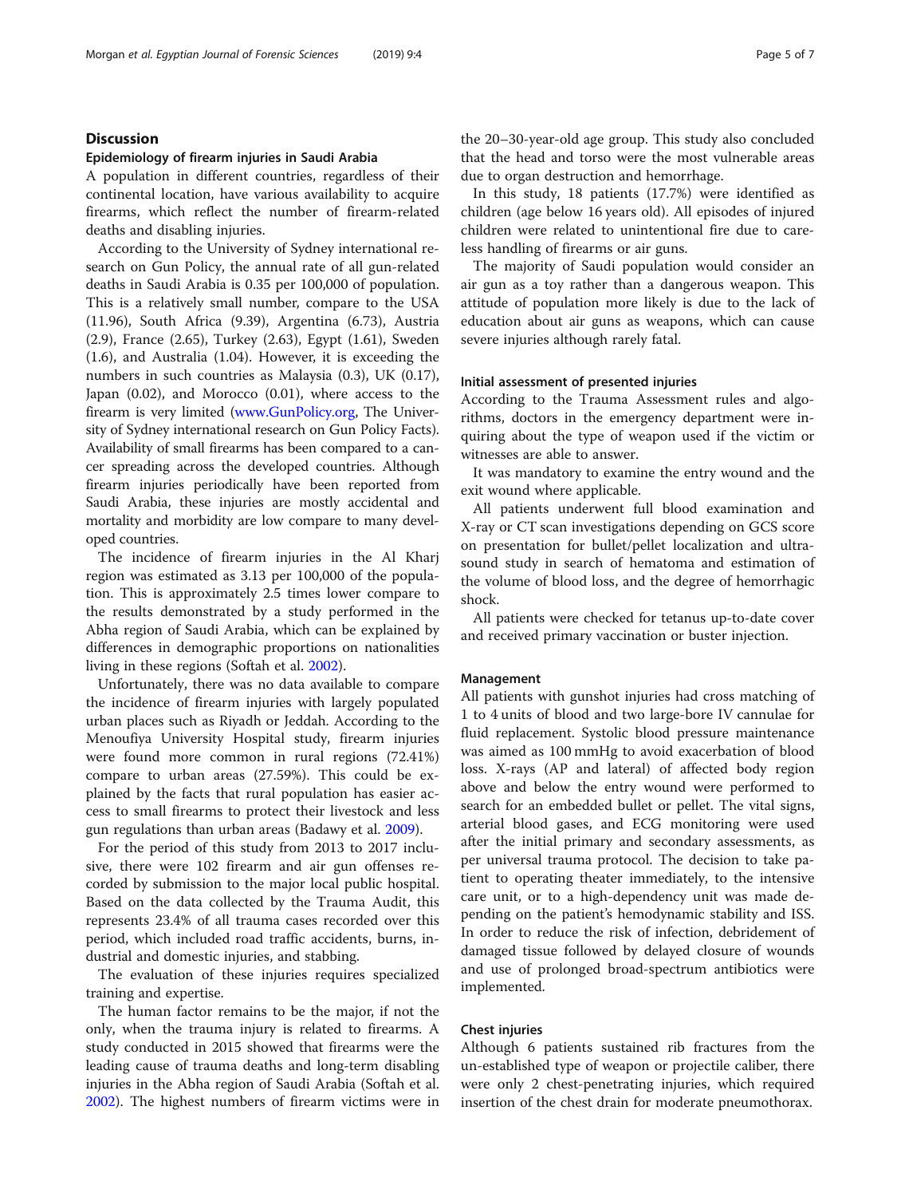## Discussion

### Epidemiology of firearm injuries in Saudi Arabia

A population in different countries, regardless of their continental location, have various availability to acquire firearms, which reflect the number of firearm-related deaths and disabling injuries.

According to the University of Sydney international research on Gun Policy, the annual rate of all gun-related deaths in Saudi Arabia is 0.35 per 100,000 of population. This is a relatively small number, compare to the USA (11.96), South Africa (9.39), Argentina (6.73), Austria (2.9), France (2.65), Turkey (2.63), Egypt (1.61), Sweden (1.6), and Australia (1.04). However, it is exceeding the numbers in such countries as Malaysia (0.3), UK (0.17), Japan (0.02), and Morocco (0.01), where access to the firearm is very limited (www.GunPolicy.org, The University of Sydney international research on Gun Policy Facts). Availability of small firearms has been compared to a cancer spreading across the developed countries. Although firearm injuries periodically have been reported from Saudi Arabia, these injuries are mostly accidental and mortality and morbidity are low compare to many developed countries.

The incidence of firearm injuries in the Al Kharj region was estimated as 3.13 per 100,000 of the population. This is approximately 2.5 times lower compare to the results demonstrated by a study performed in the Abha region of Saudi Arabia, which can be explained by differences in demographic proportions on nationalities living in these regions (Softah et al. 2002).

Unfortunately, there was no data available to compare the incidence of firearm injuries with largely populated urban places such as Riyadh or Jeddah. According to the Menoufiya University Hospital study, firearm injuries were found more common in rural regions (72.41%) compare to urban areas (27.59%). This could be explained by the facts that rural population has easier access to small firearms to protect their livestock and less gun regulations than urban areas (Badawy et al. 2009).

For the period of this study from 2013 to 2017 inclusive, there were 102 firearm and air gun offenses recorded by submission to the major local public hospital. Based on the data collected by the Trauma Audit, this represents 23.4% of all trauma cases recorded over this period, which included road traffic accidents, burns, industrial and domestic injuries, and stabbing.

The evaluation of these injuries requires specialized training and expertise.

The human factor remains to be the major, if not the only, when the trauma injury is related to firearms. A study conducted in 2015 showed that firearms were the leading cause of trauma deaths and long-term disabling injuries in the Abha region of Saudi Arabia (Softah et al. 2002). The highest numbers of firearm victims were in the 20–30-year-old age group. This study also concluded that the head and torso were the most vulnerable areas due to organ destruction and hemorrhage.

In this study, 18 patients (17.7%) were identified as children (age below 16 years old). All episodes of injured children were related to unintentional fire due to careless handling of firearms or air guns.

The majority of Saudi population would consider an air gun as a toy rather than a dangerous weapon. This attitude of population more likely is due to the lack of education about air guns as weapons, which can cause severe injuries although rarely fatal.

### Initial assessment of presented injuries

According to the Trauma Assessment rules and algorithms, doctors in the emergency department were inquiring about the type of weapon used if the victim or witnesses are able to answer.

It was mandatory to examine the entry wound and the exit wound where applicable.

All patients underwent full blood examination and X-ray or CT scan investigations depending on GCS score on presentation for bullet/pellet localization and ultrasound study in search of hematoma and estimation of the volume of blood loss, and the degree of hemorrhagic shock.

All patients were checked for tetanus up-to-date cover and received primary vaccination or buster injection.

### Management

All patients with gunshot injuries had cross matching of 1 to 4 units of blood and two large-bore IV cannulae for fluid replacement. Systolic blood pressure maintenance was aimed as 100 mmHg to avoid exacerbation of blood loss. X-rays (AP and lateral) of affected body region above and below the entry wound were performed to search for an embedded bullet or pellet. The vital signs, arterial blood gases, and ECG monitoring were used after the initial primary and secondary assessments, as per universal trauma protocol. The decision to take patient to operating theater immediately, to the intensive care unit, or to a high-dependency unit was made depending on the patient's hemodynamic stability and ISS. In order to reduce the risk of infection, debridement of damaged tissue followed by delayed closure of wounds and use of prolonged broad-spectrum antibiotics were implemented.

### Chest injuries

Although 6 patients sustained rib fractures from the un-established type of weapon or projectile caliber, there were only 2 chest-penetrating injuries, which required insertion of the chest drain for moderate pneumothorax.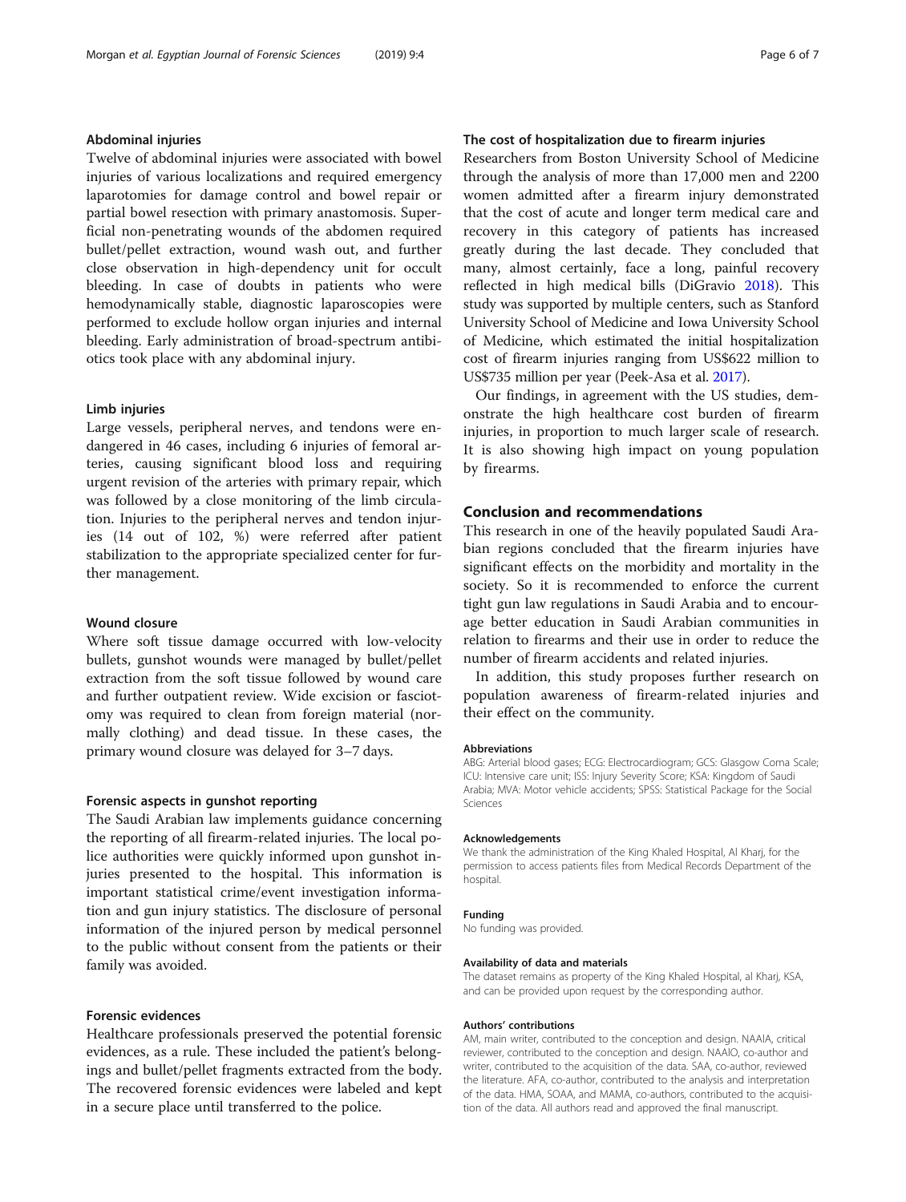#### Abdominal injuries

Twelve of abdominal injuries were associated with bowel injuries of various localizations and required emergency laparotomies for damage control and bowel repair or partial bowel resection with primary anastomosis. Superficial non-penetrating wounds of the abdomen required bullet/pellet extraction, wound wash out, and further close observation in high-dependency unit for occult bleeding. In case of doubts in patients who were hemodynamically stable, diagnostic laparoscopies were performed to exclude hollow organ injuries and internal bleeding. Early administration of broad-spectrum antibiotics took place with any abdominal injury.

#### Limb injuries

Large vessels, peripheral nerves, and tendons were endangered in 46 cases, including 6 injuries of femoral arteries, causing significant blood loss and requiring urgent revision of the arteries with primary repair, which was followed by a close monitoring of the limb circulation. Injuries to the peripheral nerves and tendon injuries (14 out of 102, %) were referred after patient stabilization to the appropriate specialized center for further management.

#### Wound closure

Where soft tissue damage occurred with low-velocity bullets, gunshot wounds were managed by bullet/pellet extraction from the soft tissue followed by wound care and further outpatient review. Wide excision or fasciotomy was required to clean from foreign material (normally clothing) and dead tissue. In these cases, the primary wound closure was delayed for 3–7 days.

#### Forensic aspects in gunshot reporting

The Saudi Arabian law implements guidance concerning the reporting of all firearm-related injuries. The local police authorities were quickly informed upon gunshot injuries presented to the hospital. This information is important statistical crime/event investigation information and gun injury statistics. The disclosure of personal information of the injured person by medical personnel to the public without consent from the patients or their family was avoided.

#### Forensic evidences

Healthcare professionals preserved the potential forensic evidences, as a rule. These included the patient's belongings and bullet/pellet fragments extracted from the body. The recovered forensic evidences were labeled and kept in a secure place until transferred to the police.

#### The cost of hospitalization due to firearm injuries

Researchers from Boston University School of Medicine through the analysis of more than 17,000 men and 2200 women admitted after a firearm injury demonstrated that the cost of acute and longer term medical care and recovery in this category of patients has increased greatly during the last decade. They concluded that many, almost certainly, face a long, painful recovery reflected in high medical bills (DiGravio 2018). This study was supported by multiple centers, such as Stanford University School of Medicine and Iowa University School of Medicine, which estimated the initial hospitalization cost of firearm injuries ranging from US$622 million to US$735 million per year (Peek-Asa et al. 2017).

Our findings, in agreement with the US studies, demonstrate the high healthcare cost burden of firearm injuries, in proportion to much larger scale of research. It is also showing high impact on young population by firearms.

## Conclusion and recommendations

This research in one of the heavily populated Saudi Arabian regions concluded that the firearm injuries have significant effects on the morbidity and mortality in the society. So it is recommended to enforce the current tight gun law regulations in Saudi Arabia and to encourage better education in Saudi Arabian communities in relation to firearms and their use in order to reduce the number of firearm accidents and related injuries.

In addition, this study proposes further research on population awareness of firearm-related injuries and their effect on the community.

#### Abbreviations

ABG: Arterial blood gases; ECG: Electrocardiogram; GCS: Glasgow Coma Scale; ICU: Intensive care unit; ISS: Injury Severity Score; KSA: Kingdom of Saudi Arabia; MVA: Motor vehicle accidents; SPSS: Statistical Package for the Social Sciences

#### Acknowledgements

We thank the administration of the King Khaled Hospital, Al Kharj, for the permission to access patients files from Medical Records Department of the hospital.

#### Funding

No funding was provided.

#### Availability of data and materials

The dataset remains as property of the King Khaled Hospital, al Kharj, KSA, and can be provided upon request by the corresponding author.

#### Authors' contributions

AM, main writer, contributed to the conception and design. NAAIA, critical reviewer, contributed to the conception and design. NAAIO, co-author and writer, contributed to the acquisition of the data. SAA, co-author, reviewed the literature. AFA, co-author, contributed to the analysis and interpretation of the data. HMA, SOAA, and MAMA, co-authors, contributed to the acquisition of the data. All authors read and approved the final manuscript.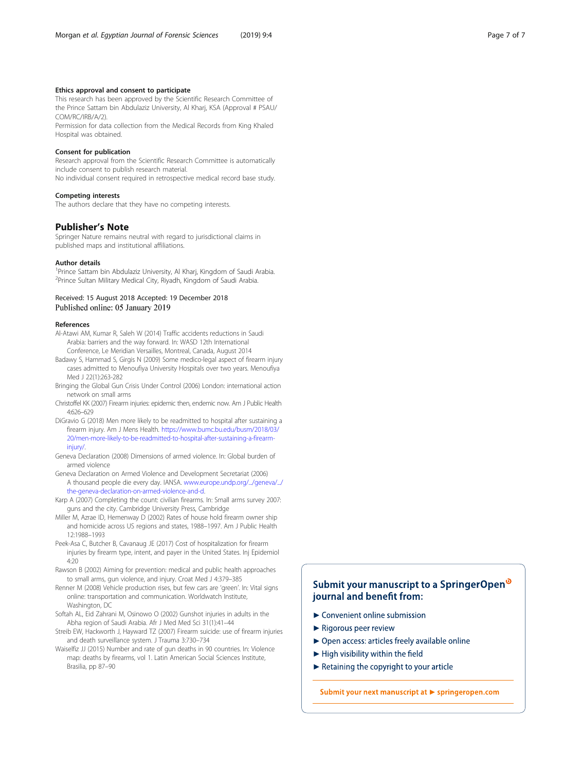#### Ethics approval and consent to participate

This research has been approved by the Scientific Research Committee of the Prince Sattam bin Abdulaziz University, Al Kharj, KSA (Approval # PSAU/COM/RC/IRB/A/2).

Permission for data collection from the Medical Records from King Khaled Hospital was obtained.

#### Consent for publication

Research approval from the Scientific Research Committee is automatically include consent to publish research material.

No individual consent required in retrospective medical record base study.

#### Competing interests

The authors declare that they have no competing interests.

### Publisher's Note

Springer Nature remains neutral with regard to jurisdictional claims in published maps and institutional affiliations.

#### Author details

[1]Prince Sattam bin Abdulaziz University, Al Kharj, Kingdom of Saudi Arabia. [2]Prince Sultan Military Medical City, Riyadh, Kingdom of Saudi Arabia.

Received: 15 August 2018 Accepted: 19 December 2018
Published online: 05 January 2019

#### References

- Al-Atawi AM, Kumar R, Saleh W (2014) Traffic accidents reductions in Saudi Arabia: barriers and the way forward. In: WASD 12th International Conference, Le Meridian Versailles, Montreal, Canada, August 2014
- Badawy S, Hammad S, Girgis N (2009) Some medico-legal aspect of firearm injury cases admitted to Menoufiya University Hospitals over two years. Menoufiya Med J 22(1):263-282
- Bringing the Global Gun Crisis Under Control (2006) London: international action network on small arms
- Christoffel KK (2007) Firearm injuries: epidemic then, endemic now. Am J Public Health 4:626–629
- DiGravio G (2018) Men more likely to be readmitted to hospital after sustaining a firearm injury. Am J Mens Health. https://www.bumc.bu.edu/busm/2018/03/20/men-more-likely-to-be-readmitted-to-hospital-after-sustaining-a-firearm-injury/.
- Geneva Declaration (2008) Dimensions of armed violence. In: Global burden of armed violence
- Geneva Declaration on Armed Violence and Development Secretariat (2006) A thousand people die every day. IANSA. www.europe.undp.org/.../geneva/.../the-geneva-declaration-on-armed-violence-and-d.
- Karp A (2007) Completing the count: civilian firearms. In: Small arms survey 2007: guns and the city. Cambridge University Press, Cambridge
- Miller M, Azrae ID, Hemenway D (2002) Rates of house hold firearm owner ship and homicide across US regions and states, 1988–1997. Am J Public Health 12:1988–1993
- Peek-Asa C, Butcher B, Cavanaug JE (2017) Cost of hospitalization for firearm injuries by firearm type, intent, and payer in the United States. Inj Epidemiol 4:20
- Rawson B (2002) Aiming for prevention: medical and public health approaches to small arms, gun violence, and injury. Croat Med J 4:379–385
- Renner M (2008) Vehicle production rises, but few cars are 'green'. In: Vital signs online: transportation and communication. Worldwatch Institute, Washington, DC
- Softah AL, Eid Zahrani M, Osinowo O (2002) Gunshot injuries in adults in the Abha region of Saudi Arabia. Afr J Med Med Sci 31(1):41–44
- Streib EW, Hackworth J, Hayward TZ (2007) Firearm suicide: use of firearm injuries and death surveillance system. J Trauma 3:730–734
- Waiselfiz JJ (2015) Number and rate of gun deaths in 90 countries. In: Violence map: deaths by firearms, vol 1. Latin American Social Sciences Institute, Brasilia, pp 87–90

**Submit your manuscript to a SpringerOpen journal and benefit from:**

- ► Convenient online submission
- ► Rigorous peer review
- ► Open access: articles freely available online
- ► High visibility within the field
- ► Retaining the copyright to your article

Submit your next manuscript at ► springeropen.com